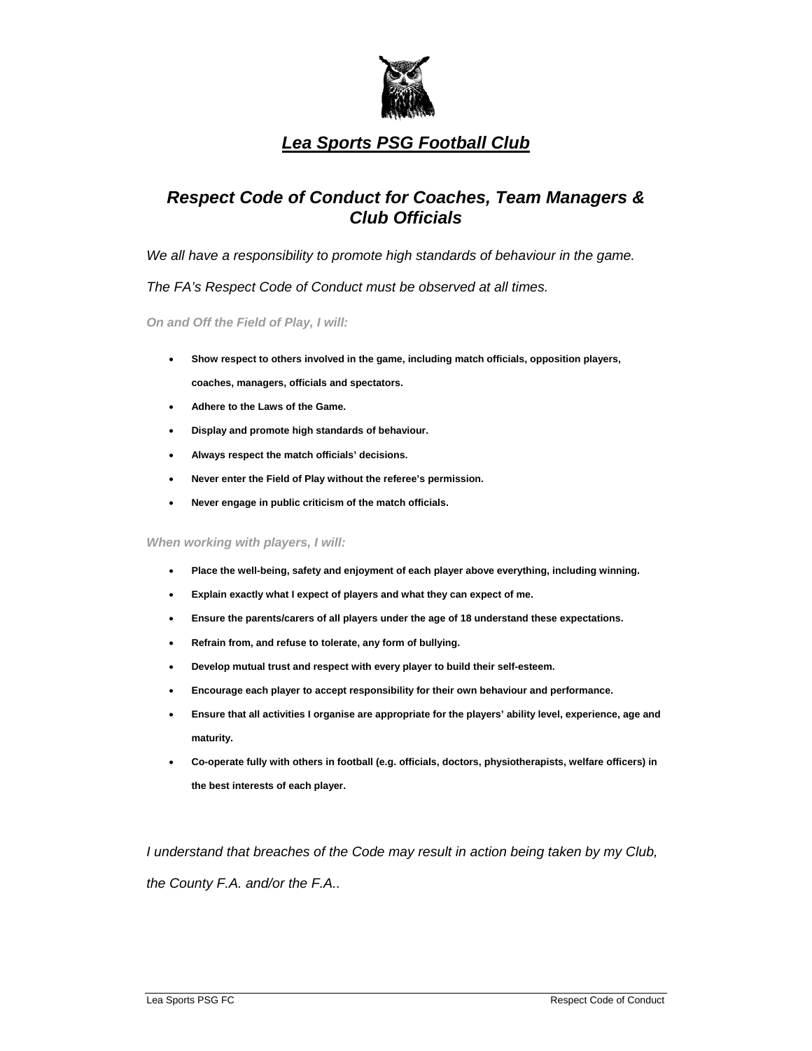# *Lea Sports PSG Football Club*

## *Respect Code of Conduct for Coaches, Team Managers & Club Officials*

*We all have a responsibility to promote high standards of behaviour in the game.*

*The FA's Respect Code of Conduct must be observed at all times.*

***On and Off the Field of Play, I will:***

- **Show respect to others involved in the game, including match officials, opposition players, coaches, managers, officials and spectators.**
- **Adhere to the Laws of the Game.**
- **Display and promote high standards of behaviour.**
- **Always respect the match officials' decisions.**
- **Never enter the Field of Play without the referee's permission.**
- **Never engage in public criticism of the match officials.**

***When working with players, I will:***

- **Place the well-being, safety and enjoyment of each player above everything, including winning.**
- **Explain exactly what I expect of players and what they can expect of me.**
- **Ensure the parents/carers of all players under the age of 18 understand these expectations.**
- **Refrain from, and refuse to tolerate, any form of bullying.**
- **Develop mutual trust and respect with every player to build their self-esteem.**
- **Encourage each player to accept responsibility for their own behaviour and performance.**
- **Ensure that all activities I organise are appropriate for the players' ability level, experience, age and maturity.**
- **Co-operate fully with others in football (e.g. officials, doctors, physiotherapists, welfare officers) in the best interests of each player.**

*I understand that breaches of the Code may result in action being taken by my Club, the County F.A. and/or the F.A..*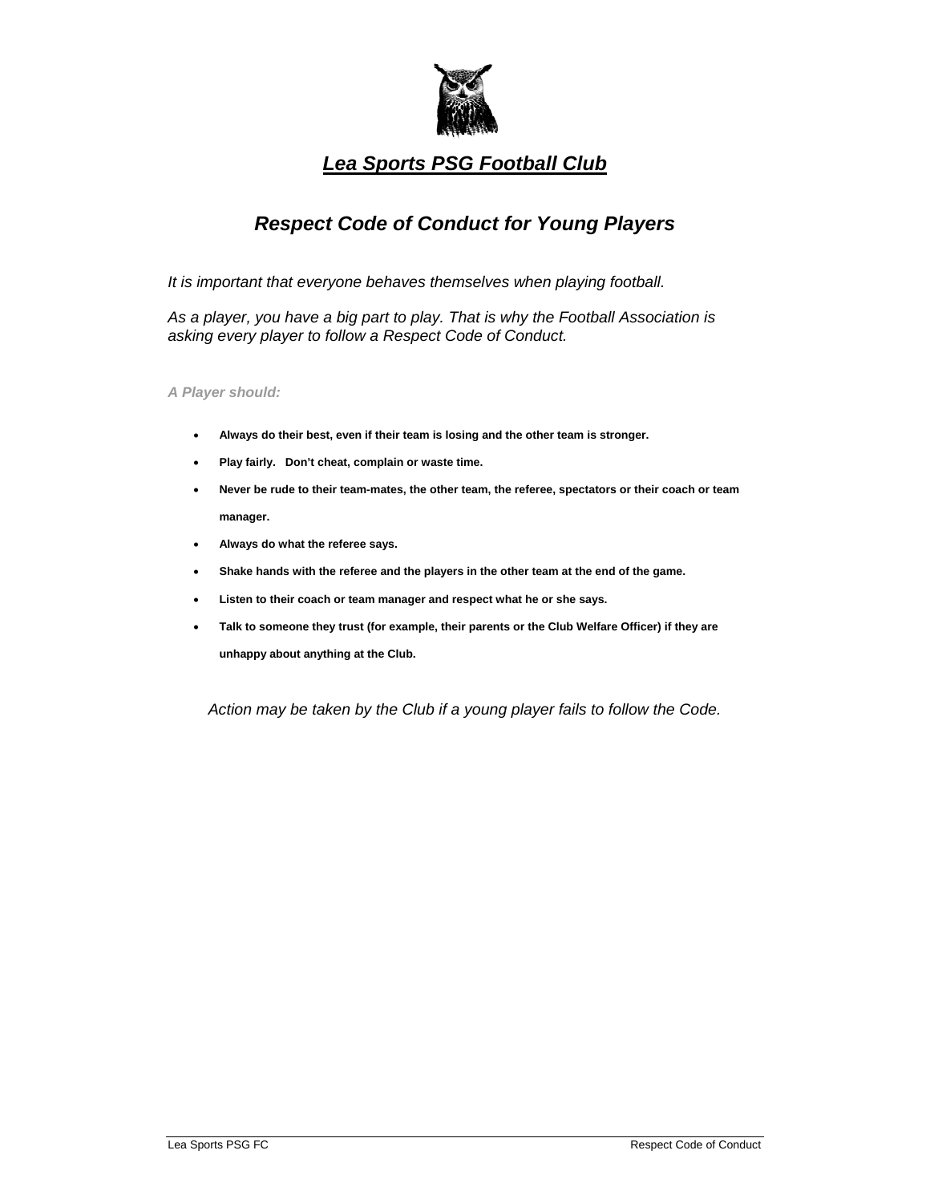# ***Lea Sports PSG Football Club***

## *Respect Code of Conduct for Young Players*

*It is important that everyone behaves themselves when playing football.*

*As a player, you have a big part to play. That is why the Football Association is asking every player to follow a Respect Code of Conduct.*

***A Player should:***

- **Always do their best, even if their team is losing and the other team is stronger.**
- **Play fairly. Don't cheat, complain or waste time.**
- **Never be rude to their team-mates, the other team, the referee, spectators or their coach or team manager.**
- **Always do what the referee says.**
- **Shake hands with the referee and the players in the other team at the end of the game.**
- **Listen to their coach or team manager and respect what he or she says.**
- **Talk to someone they trust (for example, their parents or the Club Welfare Officer) if they are unhappy about anything at the Club.**

*Action may be taken by the Club if a young player fails to follow the Code.*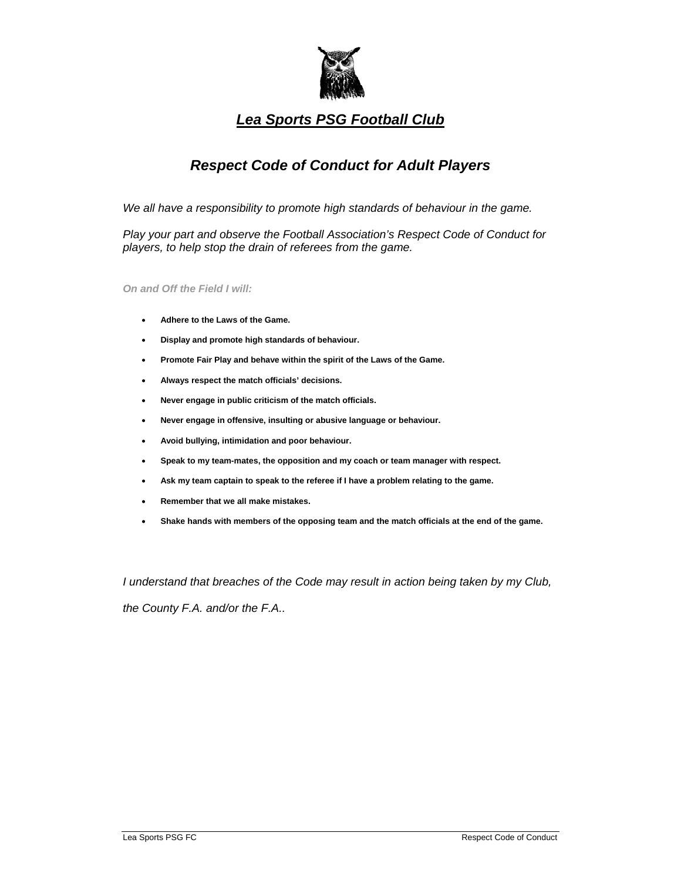# ***Lea Sports PSG Football Club***

## *Respect Code of Conduct for Adult Players*

*We all have a responsibility to promote high standards of behaviour in the game.*

*Play your part and observe the Football Association's Respect Code of Conduct for players, to help stop the drain of referees from the game.*

***On and Off the Field I will:***

- **Adhere to the Laws of the Game.**
- **Display and promote high standards of behaviour.**
- **Promote Fair Play and behave within the spirit of the Laws of the Game.**
- **Always respect the match officials' decisions.**
- **Never engage in public criticism of the match officials.**
- **Never engage in offensive, insulting or abusive language or behaviour.**
- **Avoid bullying, intimidation and poor behaviour.**
- **Speak to my team-mates, the opposition and my coach or team manager with respect.**
- **Ask my team captain to speak to the referee if I have a problem relating to the game.**
- **Remember that we all make mistakes.**
- **Shake hands with members of the opposing team and the match officials at the end of the game.**

*I understand that breaches of the Code may result in action being taken by my Club, the County F.A. and/or the F.A..*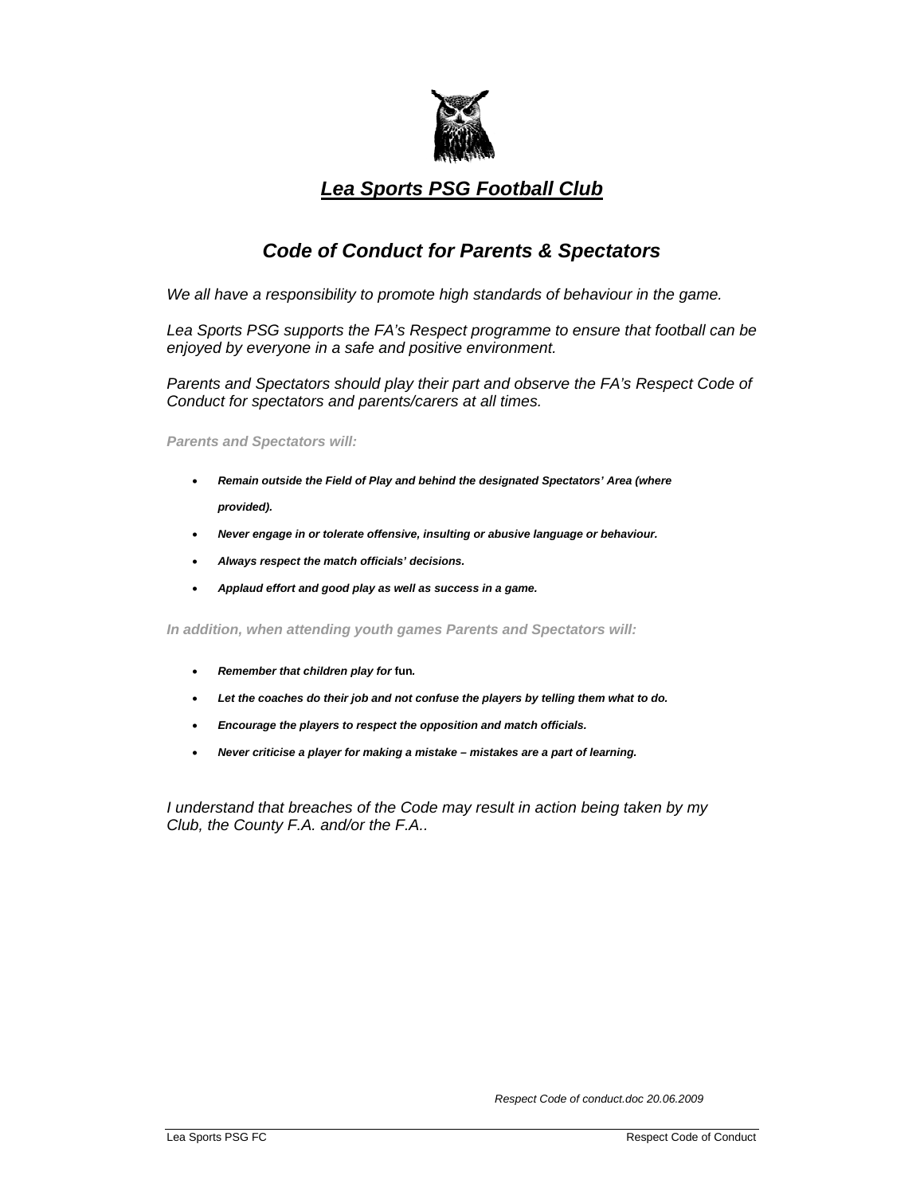# ***Lea Sports PSG Football Club***

## *Code of Conduct for Parents & Spectators*

*We all have a responsibility to promote high standards of behaviour in the game.*

*Lea Sports PSG supports the FA's Respect programme to ensure that football can be enjoyed by everyone in a safe and positive environment.*

*Parents and Spectators should play their part and observe the FA's Respect Code of Conduct for spectators and parents/carers at all times.*

***Parents and Spectators will:***

- ***Remain outside the Field of Play and behind the designated Spectators' Area (where provided).***
- ***Never engage in or tolerate offensive, insulting or abusive language or behaviour.***
- ***Always respect the match officials' decisions.***
- ***Applaud effort and good play as well as success in a game.***

***In addition, when attending youth games Parents and Spectators will:***

- ***Remember that children play for* fun*.***
- ***Let the coaches do their job and not confuse the players by telling them what to do.***
- ***Encourage the players to respect the opposition and match officials.***
- ***Never criticise a player for making a mistake – mistakes are a part of learning.***

*I understand that breaches of the Code may result in action being taken by my Club, the County F.A. and/or the F.A..*

*Respect Code of conduct.doc 20.06.2009*